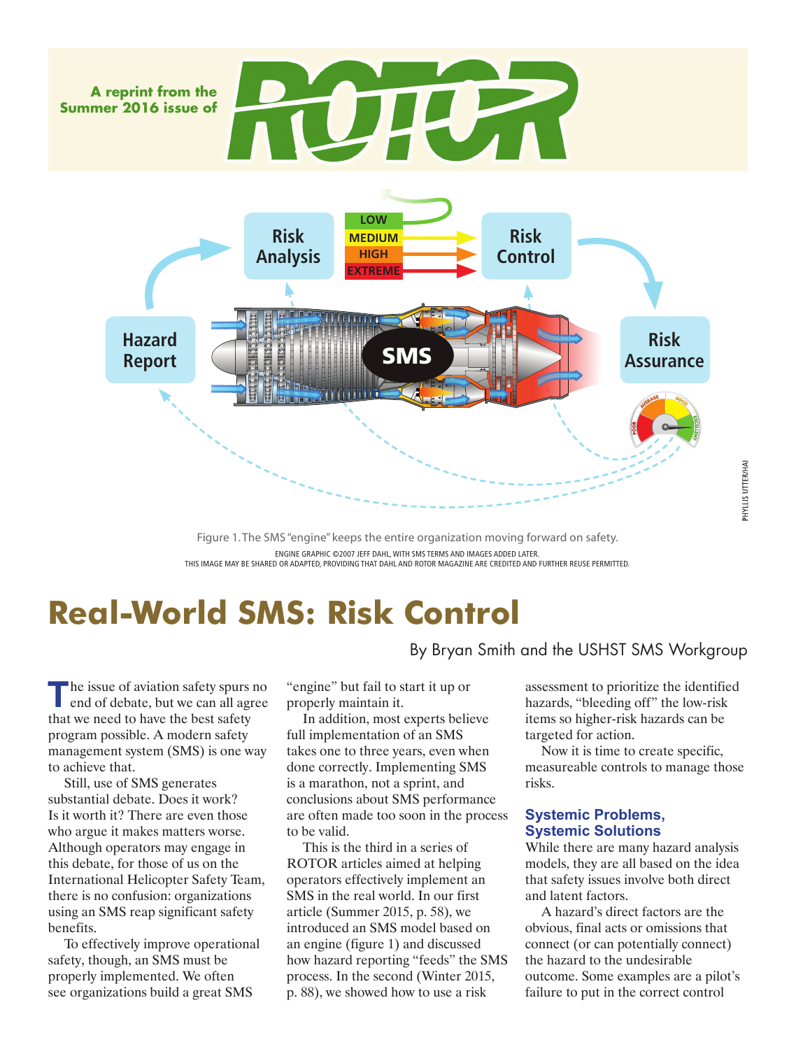A reprint from the Summer 2016 issue of ROTOR

Figure 1. The SMS "engine" keeps the entire organization moving forward on safety.

ENGINE GRAPHIC ©2007 JEFF DAHL, WITH SMS TERMS AND IMAGES ADDED LATER.
THIS IMAGE MAY BE SHARED OR ADAPTED, PROVIDING THAT DAHL AND ROTOR MAGAZINE ARE CREDITED AND FURTHER REUSE PERMITTED.

PHYLLIS UTTER/HAI

# Real-World SMS: Risk Control

By Bryan Smith and the USHST SMS Workgroup

The issue of aviation safety spurs no end of debate, but we can all agree that we need to have the best safety program possible. A modern safety management system (SMS) is one way to achieve that.

Still, use of SMS generates substantial debate. Does it work? Is it worth it? There are even those who argue it makes matters worse. Although operators may engage in this debate, for those of us on the International Helicopter Safety Team, there is no confusion: organizations using an SMS reap significant safety benefits.

To effectively improve operational safety, though, an SMS must be properly implemented. We often see organizations build a great SMS "engine" but fail to start it up or properly maintain it.

In addition, most experts believe full implementation of an SMS takes one to three years, even when done correctly. Implementing SMS is a marathon, not a sprint, and conclusions about SMS performance are often made too soon in the process to be valid.

This is the third in a series of ROTOR articles aimed at helping operators effectively implement an SMS in the real world. In our first article (Summer 2015, p. 58), we introduced an SMS model based on an engine (figure 1) and discussed how hazard reporting "feeds" the SMS process. In the second (Winter 2015, p. 88), we showed how to use a risk assessment to prioritize the identified hazards, "bleeding off" the low-risk items so higher-risk hazards can be targeted for action.

Now it is time to create specific, measureable controls to manage those risks.

## Systemic Problems, Systemic Solutions

While there are many hazard analysis models, they are all based on the idea that safety issues involve both direct and latent factors.

A hazard's direct factors are the obvious, final acts or omissions that connect (or can potentially connect) the hazard to the undesirable outcome. Some examples are a pilot's failure to put in the correct control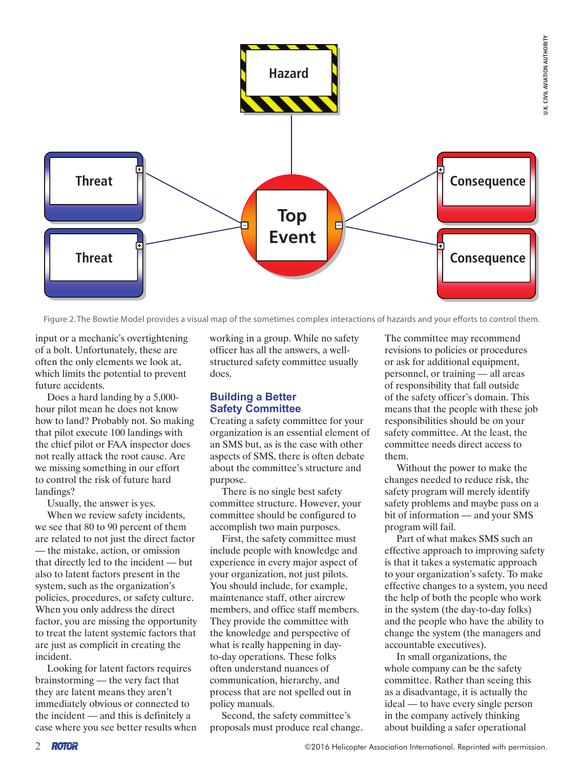Figure 2. The Bowtie Model provides a visual map of the sometimes complex interactions of hazards and your efforts to control them.

input or a mechanic's overtightening of a bolt. Unfortunately, these are often the only elements we look at, which limits the potential to prevent future accidents.

Does a hard landing by a 5,000-hour pilot mean he does not know how to land? Probably not. So making that pilot execute 100 landings with the chief pilot or FAA inspector does not really attack the root cause. Are we missing something in our effort to control the risk of future hard landings?

Usually, the answer is yes.

When we review safety incidents, we see that 80 to 90 percent of them are related to not just the direct factor — the mistake, action, or omission that directly led to the incident — but also to latent factors present in the system, such as the organization's policies, procedures, or safety culture. When you only address the direct factor, you are missing the opportunity to treat the latent systemic factors that are just as complicit in creating the incident.

Looking for latent factors requires brainstorming — the very fact that they are latent means they aren't immediately obvious or connected to the incident — and this is definitely a case where you see better results when working in a group. While no safety officer has all the answers, a well-structured safety committee usually does.

## Building a Better Safety Committee

Creating a safety committee for your organization is an essential element of an SMS but, as is the case with other aspects of SMS, there is often debate about the committee's structure and purpose.

There is no single best safety committee structure. However, your committee should be configured to accomplish two main purposes.

First, the safety committee must include people with knowledge and experience in every major aspect of your organization, not just pilots. You should include, for example, maintenance staff, other aircrew members, and office staff members. They provide the committee with the knowledge and perspective of what is really happening in day-to-day operations. These folks often understand nuances of communication, hierarchy, and process that are not spelled out in policy manuals.

Second, the safety committee's proposals must produce real change. The committee may recommend revisions to policies or procedures or ask for additional equipment, personnel, or training — all areas of responsibility that fall outside of the safety officer's domain. This means that the people with these job responsibilities should be on your safety committee. At the least, the committee needs direct access to them.

Without the power to make the changes needed to reduce risk, the safety program will merely identify safety problems and maybe pass on a bit of information — and your SMS program will fail.

Part of what makes SMS such an effective approach to improving safety is that it takes a systematic approach to your organization's safety. To make effective changes to a system, you need the help of both the people who work in the system (the day-to-day folks) and the people who have the ability to change the system (the managers and accountable executives).

In small organizations, the whole company can be the safety committee. Rather than seeing this as a disadvantage, it is actually the ideal — to have every single person in the company actively thinking about building a safer operational

©2016 Helicopter Association International. Reprinted with permission.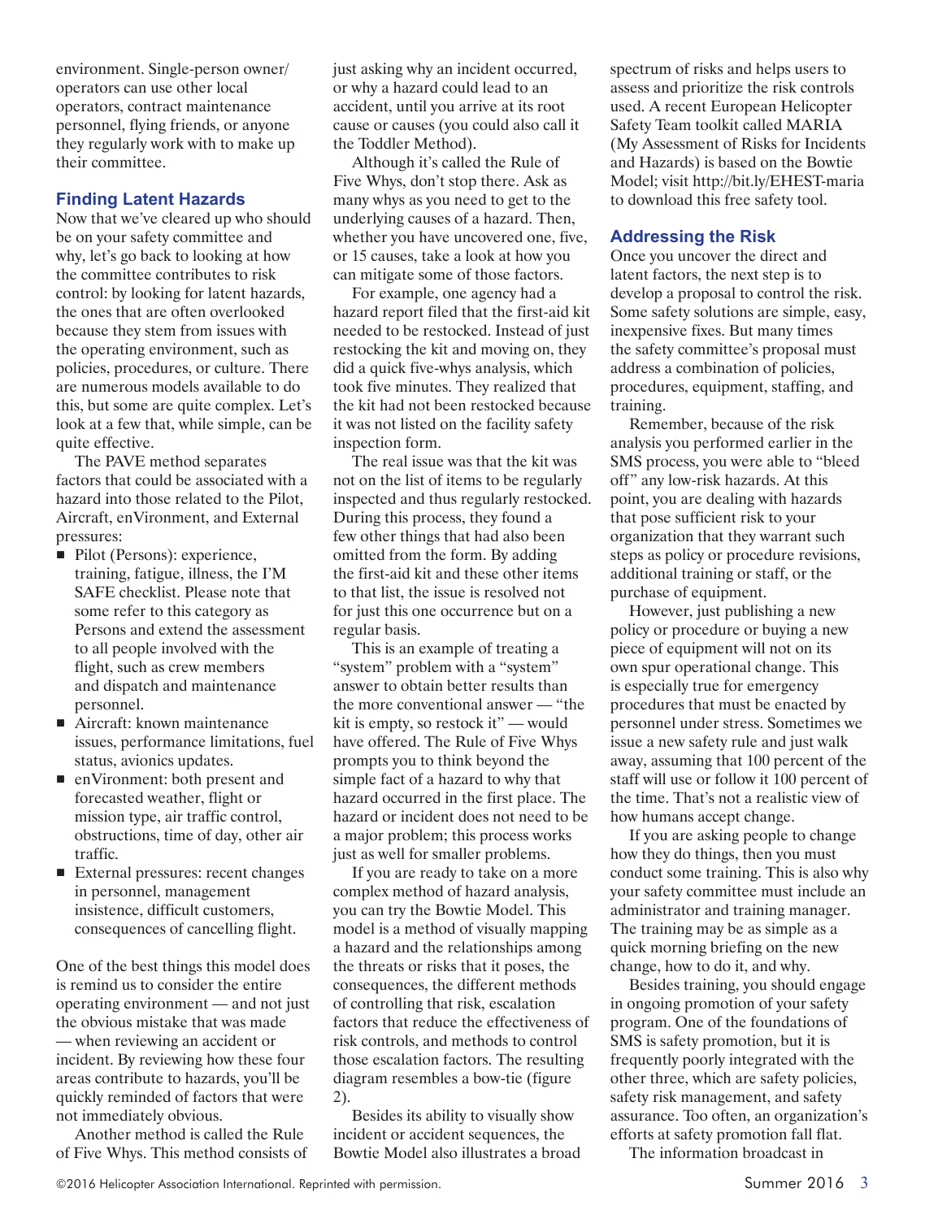environment. Single-person owner/operators can use other local operators, contract maintenance personnel, flying friends, or anyone they regularly work with to make up their committee.

### Finding Latent Hazards

Now that we've cleared up who should be on your safety committee and why, let's go back to looking at how the committee contributes to risk control: by looking for latent hazards, the ones that are often overlooked because they stem from issues with the operating environment, such as policies, procedures, or culture. There are numerous models available to do this, but some are quite complex. Let's look at a few that, while simple, can be quite effective.

The PAVE method separates factors that could be associated with a hazard into those related to the Pilot, Aircraft, enVironment, and External pressures:

- Pilot (Persons): experience, training, fatigue, illness, the I'M SAFE checklist. Please note that some refer to this category as Persons and extend the assessment to all people involved with the flight, such as crew members and dispatch and maintenance personnel.
- Aircraft: known maintenance issues, performance limitations, fuel status, avionics updates.
- enVironment: both present and forecasted weather, flight or mission type, air traffic control, obstructions, time of day, other air traffic.
- External pressures: recent changes in personnel, management insistence, difficult customers, consequences of cancelling flight.

One of the best things this model does is remind us to consider the entire operating environment — and not just the obvious mistake that was made — when reviewing an accident or incident. By reviewing how these four areas contribute to hazards, you'll be quickly reminded of factors that were not immediately obvious.

Another method is called the Rule of Five Whys. This method consists of just asking why an incident occurred, or why a hazard could lead to an accident, until you arrive at its root cause or causes (you could also call it the Toddler Method).

Although it's called the Rule of Five Whys, don't stop there. Ask as many whys as you need to get to the underlying causes of a hazard. Then, whether you have uncovered one, five, or 15 causes, take a look at how you can mitigate some of those factors.

For example, one agency had a hazard report filed that the first-aid kit needed to be restocked. Instead of just restocking the kit and moving on, they did a quick five-whys analysis, which took five minutes. They realized that the kit had not been restocked because it was not listed on the facility safety inspection form.

The real issue was that the kit was not on the list of items to be regularly inspected and thus regularly restocked. During this process, they found a few other things that had also been omitted from the form. By adding the first-aid kit and these other items to that list, the issue is resolved not for just this one occurrence but on a regular basis.

This is an example of treating a "system" problem with a "system" answer to obtain better results than the more conventional answer — "the kit is empty, so restock it" — would have offered. The Rule of Five Whys prompts you to think beyond the simple fact of a hazard to why that hazard occurred in the first place. The hazard or incident does not need to be a major problem; this process works just as well for smaller problems.

If you are ready to take on a more complex method of hazard analysis, you can try the Bowtie Model. This model is a method of visually mapping a hazard and the relationships among the threats or risks that it poses, the consequences, the different methods of controlling that risk, escalation factors that reduce the effectiveness of risk controls, and methods to control those escalation factors. The resulting diagram resembles a bow-tie (figure 2).

Besides its ability to visually show incident or accident sequences, the Bowtie Model also illustrates a broad spectrum of risks and helps users to assess and prioritize the risk controls used. A recent European Helicopter Safety Team toolkit called MARIA (My Assessment of Risks for Incidents and Hazards) is based on the Bowtie Model; visit http://bit.ly/EHEST-maria to download this free safety tool.

### Addressing the Risk

Once you uncover the direct and latent factors, the next step is to develop a proposal to control the risk. Some safety solutions are simple, easy, inexpensive fixes. But many times the safety committee's proposal must address a combination of policies, procedures, equipment, staffing, and training.

Remember, because of the risk analysis you performed earlier in the SMS process, you were able to "bleed off" any low-risk hazards. At this point, you are dealing with hazards that pose sufficient risk to your organization that they warrant such steps as policy or procedure revisions, additional training or staff, or the purchase of equipment.

However, just publishing a new policy or procedure or buying a new piece of equipment will not on its own spur operational change. This is especially true for emergency procedures that must be enacted by personnel under stress. Sometimes we issue a new safety rule and just walk away, assuming that 100 percent of the staff will use or follow it 100 percent of the time. That's not a realistic view of how humans accept change.

If you are asking people to change how they do things, then you must conduct some training. This is also why your safety committee must include an administrator and training manager. The training may be as simple as a quick morning briefing on the new change, how to do it, and why.

Besides training, you should engage in ongoing promotion of your safety program. One of the foundations of SMS is safety promotion, but it is frequently poorly integrated with the other three, which are safety policies, safety risk management, and safety assurance. Too often, an organization's efforts at safety promotion fall flat.

The information broadcast in

©2016 Helicopter Association International. Reprinted with permission.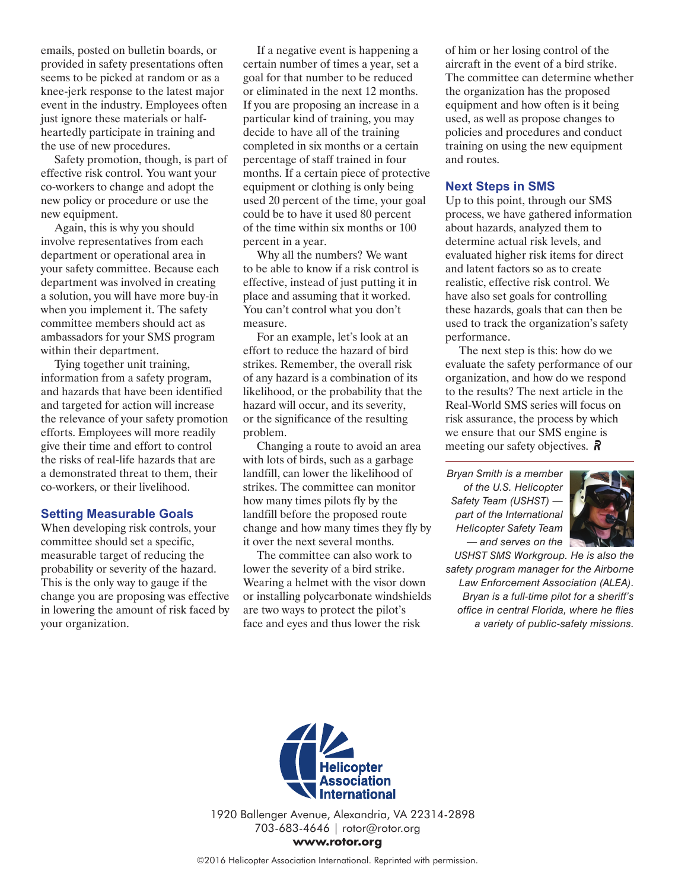emails, posted on bulletin boards, or provided in safety presentations often seems to be picked at random or as a knee-jerk response to the latest major event in the industry. Employees often just ignore these materials or half-heartedly participate in training and the use of new procedures.

Safety promotion, though, is part of effective risk control. You want your co-workers to change and adopt the new policy or procedure or use the new equipment.

Again, this is why you should involve representatives from each department or operational area in your safety committee. Because each department was involved in creating a solution, you will have more buy-in when you implement it. The safety committee members should act as ambassadors for your SMS program within their department.

Tying together unit training, information from a safety program, and hazards that have been identified and targeted for action will increase the relevance of your safety promotion efforts. Employees will more readily give their time and effort to control the risks of real-life hazards that are a demonstrated threat to them, their co-workers, or their livelihood.

## Setting Measurable Goals

When developing risk controls, your committee should set a specific, measurable target of reducing the probability or severity of the hazard. This is the only way to gauge if the change you are proposing was effective in lowering the amount of risk faced by your organization.

If a negative event is happening a certain number of times a year, set a goal for that number to be reduced or eliminated in the next 12 months. If you are proposing an increase in a particular kind of training, you may decide to have all of the training completed in six months or a certain percentage of staff trained in four months. If a certain piece of protective equipment or clothing is only being used 20 percent of the time, your goal could be to have it used 80 percent of the time within six months or 100 percent in a year.

Why all the numbers? We want to be able to know if a risk control is effective, instead of just putting it in place and assuming that it worked. You can't control what you don't measure.

For an example, let's look at an effort to reduce the hazard of bird strikes. Remember, the overall risk of any hazard is a combination of its likelihood, or the probability that the hazard will occur, and its severity, or the significance of the resulting problem.

Changing a route to avoid an area with lots of birds, such as a garbage landfill, can lower the likelihood of strikes. The committee can monitor how many times pilots fly by the landfill before the proposed route change and how many times they fly by it over the next several months.

The committee can also work to lower the severity of a bird strike. Wearing a helmet with the visor down or installing polycarbonate windshields are two ways to protect the pilot's face and eyes and thus lower the risk of him or her losing control of the aircraft in the event of a bird strike. The committee can determine whether the organization has the proposed equipment and how often is it being used, as well as propose changes to policies and procedures and conduct training on using the new equipment and routes.

## Next Steps in SMS

Up to this point, through our SMS process, we have gathered information about hazards, analyzed them to determine actual risk levels, and evaluated higher risk items for direct and latent factors so as to create realistic, effective risk control. We have also set goals for controlling these hazards, goals that can then be used to track the organization's safety performance.

The next step is this: how do we evaluate the safety performance of our organization, and how do we respond to the results? The next article in the Real-World SMS series will focus on risk assurance, the process by which we ensure that our SMS engine is meeting our safety objectives.

---

*Bryan Smith is a member of the U.S. Helicopter Safety Team (USHST) — part of the International Helicopter Safety Team — and serves on the USHST SMS Workgroup. He is also the safety program manager for the Airborne Law Enforcement Association (ALEA). Bryan is a full-time pilot for a sheriff's office in central Florida, where he flies a variety of public-safety missions.*

**Helicopter Association International**

1920 Ballenger Avenue, Alexandria, VA 22314-2898
703-683-4646 | rotor@rotor.org
**www.rotor.org**

©2016 Helicopter Association International. Reprinted with permission.